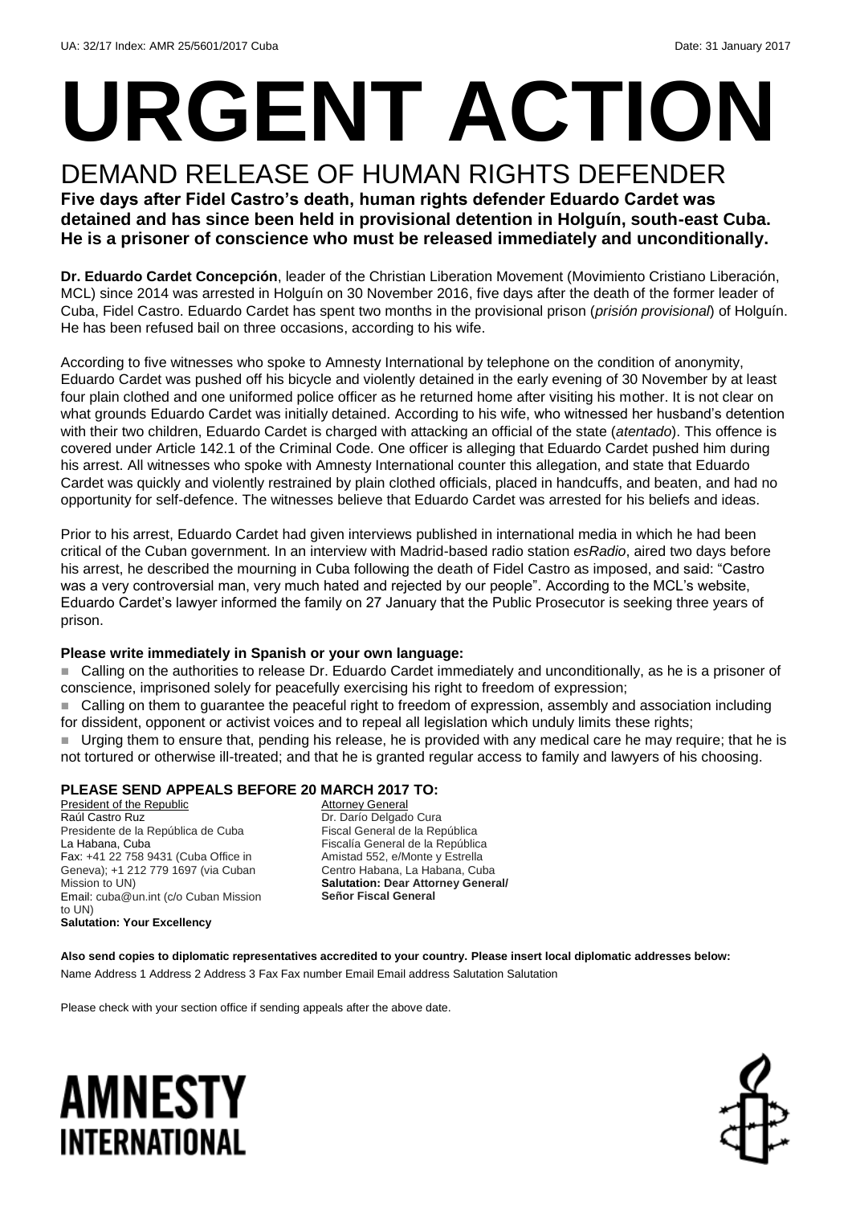UA: 32/17 Index: AMR 25/5601/2017 Cuba Date: 31 January 2017

# URGENT ACTION

## DEMAND RELEASE OF HUMAN RIGHTS DEFENDER

**Five days after Fidel Castro's death, human rights defender Eduardo Cardet was detained and has since been held in provisional detention in Holguín, south-east Cuba. He is a prisoner of conscience who must be released immediately and unconditionally.**

**Dr. Eduardo Cardet Concepción**, leader of the Christian Liberation Movement (Movimiento Cristiano Liberación, MCL) since 2014 was arrested in Holguín on 30 November 2016, five days after the death of the former leader of Cuba, Fidel Castro. Eduardo Cardet has spent two months in the provisional prison (*prisión provisional*) of Holguín. He has been refused bail on three occasions, according to his wife.

According to five witnesses who spoke to Amnesty International by telephone on the condition of anonymity, Eduardo Cardet was pushed off his bicycle and violently detained in the early evening of 30 November by at least four plain clothed and one uniformed police officer as he returned home after visiting his mother. It is not clear on what grounds Eduardo Cardet was initially detained. According to his wife, who witnessed her husband's detention with their two children, Eduardo Cardet is charged with attacking an official of the state (*atentado*). This offence is covered under Article 142.1 of the Criminal Code. One officer is alleging that Eduardo Cardet pushed him during his arrest. All witnesses who spoke with Amnesty International counter this allegation, and state that Eduardo Cardet was quickly and violently restrained by plain clothed officials, placed in handcuffs, and beaten, and had no opportunity for self-defence. The witnesses believe that Eduardo Cardet was arrested for his beliefs and ideas.

Prior to his arrest, Eduardo Cardet had given interviews published in international media in which he had been critical of the Cuban government. In an interview with Madrid-based radio station *esRadio*, aired two days before his arrest, he described the mourning in Cuba following the death of Fidel Castro as imposed, and said: "Castro was a very controversial man, very much hated and rejected by our people". According to the MCL's website, Eduardo Cardet's lawyer informed the family on 27 January that the Public Prosecutor is seeking three years of prison.

**Please write immediately in Spanish or your own language:**

- Calling on the authorities to release Dr. Eduardo Cardet immediately and unconditionally, as he is a prisoner of conscience, imprisoned solely for peacefully exercising his right to freedom of expression;
- Calling on them to guarantee the peaceful right to freedom of expression, assembly and association including for dissident, opponent or activist voices and to repeal all legislation which unduly limits these rights;
- Urging them to ensure that, pending his release, he is provided with any medical care he may require; that he is not tortured or otherwise ill-treated; and that he is granted regular access to family and lawyers of his choosing.

**PLEASE SEND APPEALS BEFORE 20 MARCH 2017 TO:**

President of the Republic
Raúl Castro Ruz
Presidente de la República de Cuba
La Habana, Cuba
Fax: +41 22 758 9431 (Cuba Office in Geneva); +1 212 779 1697 (via Cuban Mission to UN)
Email: cuba@un.int (c/o Cuban Mission to UN)
**Salutation: Your Excellency**

Attorney General
Dr. Darío Delgado Cura
Fiscal General de la República
Fiscalía General de la República
Amistad 552, e/Monte y Estrella
Centro Habana, La Habana, Cuba
**Salutation: Dear Attorney General/ Señor Fiscal General**

**Also send copies to diplomatic representatives accredited to your country. Please insert local diplomatic addresses below:**
Name Address 1 Address 2 Address 3 Fax Fax number Email Email address Salutation Salutation

Please check with your section office if sending appeals after the above date.

AMNESTY INTERNATIONAL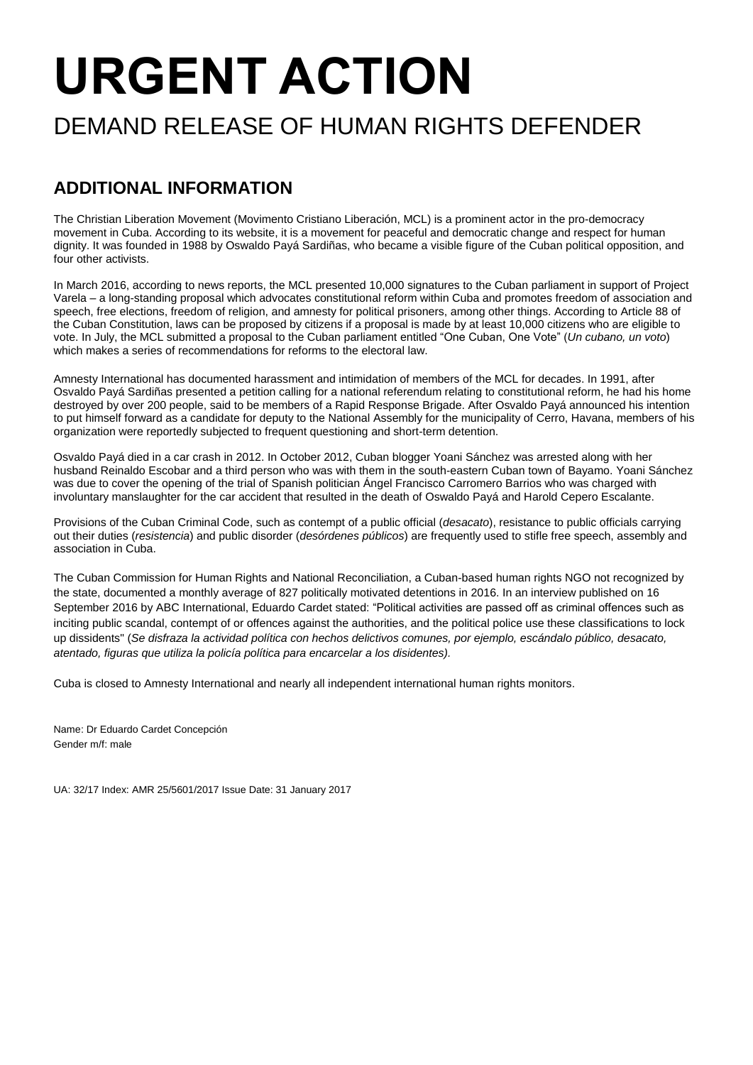# URGENT ACTION

## DEMAND RELEASE OF HUMAN RIGHTS DEFENDER

### ADDITIONAL INFORMATION

The Christian Liberation Movement (Movimento Cristiano Liberación, MCL) is a prominent actor in the pro-democracy movement in Cuba. According to its website, it is a movement for peaceful and democratic change and respect for human dignity. It was founded in 1988 by Oswaldo Payá Sardiñas, who became a visible figure of the Cuban political opposition, and four other activists.

In March 2016, according to news reports, the MCL presented 10,000 signatures to the Cuban parliament in support of Project Varela – a long-standing proposal which advocates constitutional reform within Cuba and promotes freedom of association and speech, free elections, freedom of religion, and amnesty for political prisoners, among other things. According to Article 88 of the Cuban Constitution, laws can be proposed by citizens if a proposal is made by at least 10,000 citizens who are eligible to vote. In July, the MCL submitted a proposal to the Cuban parliament entitled "One Cuban, One Vote" (*Un cubano, un voto*) which makes a series of recommendations for reforms to the electoral law.

Amnesty International has documented harassment and intimidation of members of the MCL for decades. In 1991, after Osvaldo Payá Sardiñas presented a petition calling for a national referendum relating to constitutional reform, he had his home destroyed by over 200 people, said to be members of a Rapid Response Brigade. After Osvaldo Payá announced his intention to put himself forward as a candidate for deputy to the National Assembly for the municipality of Cerro, Havana, members of his organization were reportedly subjected to frequent questioning and short-term detention.

Osvaldo Payá died in a car crash in 2012. In October 2012, Cuban blogger Yoani Sánchez was arrested along with her husband Reinaldo Escobar and a third person who was with them in the south-eastern Cuban town of Bayamo. Yoani Sánchez was due to cover the opening of the trial of Spanish politician Ángel Francisco Carromero Barrios who was charged with involuntary manslaughter for the car accident that resulted in the death of Oswaldo Payá and Harold Cepero Escalante.

Provisions of the Cuban Criminal Code, such as contempt of a public official (*desacato*), resistance to public officials carrying out their duties (*resistencia*) and public disorder (*desórdenes públicos*) are frequently used to stifle free speech, assembly and association in Cuba.

The Cuban Commission for Human Rights and National Reconciliation, a Cuban-based human rights NGO not recognized by the state, documented a monthly average of 827 politically motivated detentions in 2016. In an interview published on 16 September 2016 by ABC International, Eduardo Cardet stated: "Political activities are passed off as criminal offences such as inciting public scandal, contempt of or offences against the authorities, and the political police use these classifications to lock up dissidents" (*Se disfraza la actividad política con hechos delictivos comunes, por ejemplo, escándalo público, desacato, atentado, figuras que utiliza la policía política para encarcelar a los disidentes).*

Cuba is closed to Amnesty International and nearly all independent international human rights monitors.

Name: Dr Eduardo Cardet Concepción
Gender m/f: male

UA: 32/17 Index: AMR 25/5601/2017 Issue Date: 31 January 2017